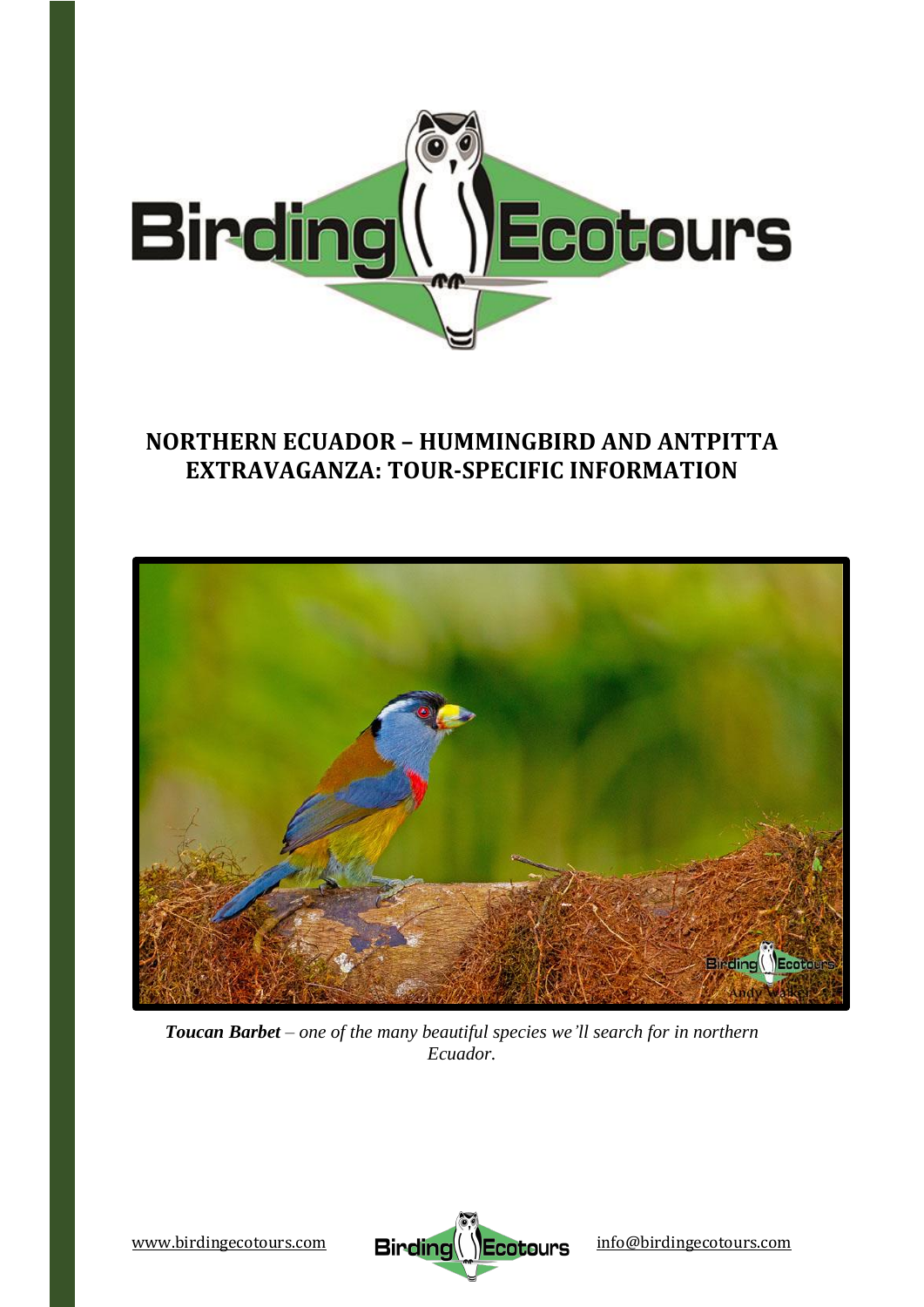# NORTHERN ECUADOR – HUMMINGBIRD AND ANTPITTA EXTRAVAGANZA: TOUR-SPECIFIC INFORMATION

***Toucan Barbet*** *– one of the many beautiful species we'll search for in northern Ecuador.*

www.birdingecotours.com info@birdingecotours.com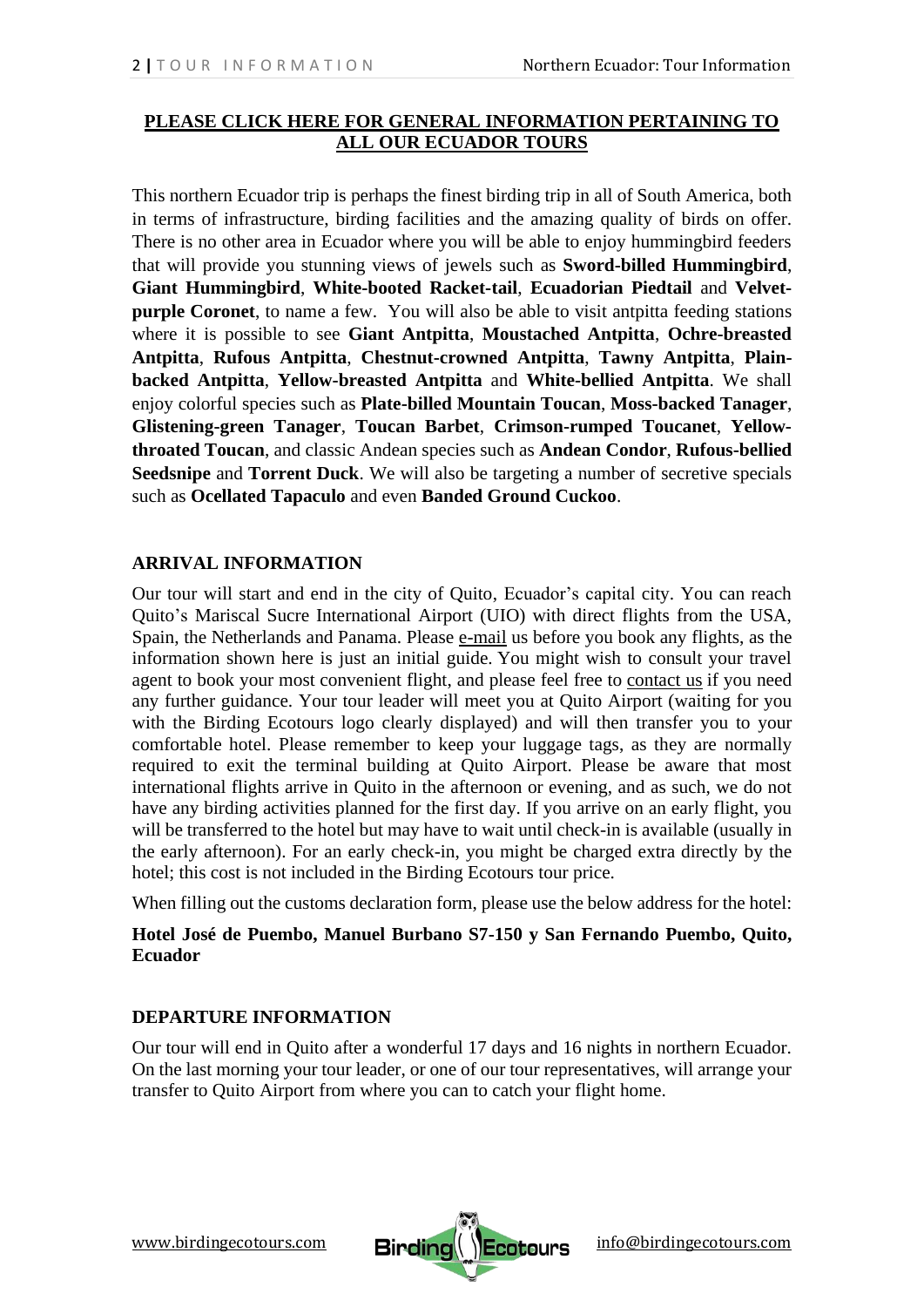**[PLEASE CLICK HERE FOR GENERAL INFORMATION PERTAINING TO ALL OUR ECUADOR TOURS](#)**

This northern Ecuador trip is perhaps the finest birding trip in all of South America, both in terms of infrastructure, birding facilities and the amazing quality of birds on offer. There is no other area in Ecuador where you will be able to enjoy hummingbird feeders that will provide you stunning views of jewels such as **Sword-billed Hummingbird**, **Giant Hummingbird**, **White-booted Racket-tail**, **Ecuadorian Piedtail** and **Velvet-purple Coronet**, to name a few. You will also be able to visit antpitta feeding stations where it is possible to see **Giant Antpitta**, **Moustached Antpitta**, **Ochre-breasted Antpitta**, **Rufous Antpitta**, **Chestnut-crowned Antpitta**, **Tawny Antpitta**, **Plain-backed Antpitta**, **Yellow-breasted Antpitta** and **White-bellied Antpitta**. We shall enjoy colorful species such as **Plate-billed Mountain Toucan**, **Moss-backed Tanager**, **Glistening-green Tanager**, **Toucan Barbet**, **Crimson-rumped Toucanet**, **Yellow-throated Toucan**, and classic Andean species such as **Andean Condor**, **Rufous-bellied Seedsnipe** and **Torrent Duck**. We will also be targeting a number of secretive specials such as **Ocellated Tapaculo** and even **Banded Ground Cuckoo**.

## ARRIVAL INFORMATION

Our tour will start and end in the city of Quito, Ecuador's capital city. You can reach Quito's Mariscal Sucre International Airport (UIO) with direct flights from the USA, Spain, the Netherlands and Panama. Please e-mail us before you book any flights, as the information shown here is just an initial guide. You might wish to consult your travel agent to book your most convenient flight, and please feel free to contact us if you need any further guidance. Your tour leader will meet you at Quito Airport (waiting for you with the Birding Ecotours logo clearly displayed) and will then transfer you to your comfortable hotel. Please remember to keep your luggage tags, as they are normally required to exit the terminal building at Quito Airport. Please be aware that most international flights arrive in Quito in the afternoon or evening, and as such, we do not have any birding activities planned for the first day. If you arrive on an early flight, you will be transferred to the hotel but may have to wait until check-in is available (usually in the early afternoon). For an early check-in, you might be charged extra directly by the hotel; this cost is not included in the Birding Ecotours tour price.

When filling out the customs declaration form, please use the below address for the hotel:

**Hotel José de Puembo, Manuel Burbano S7-150 y San Fernando Puembo, Quito, Ecuador**

## DEPARTURE INFORMATION

Our tour will end in Quito after a wonderful 17 days and 16 nights in northern Ecuador. On the last morning your tour leader, or one of our tour representatives, will arrange your transfer to Quito Airport from where you can to catch your flight home.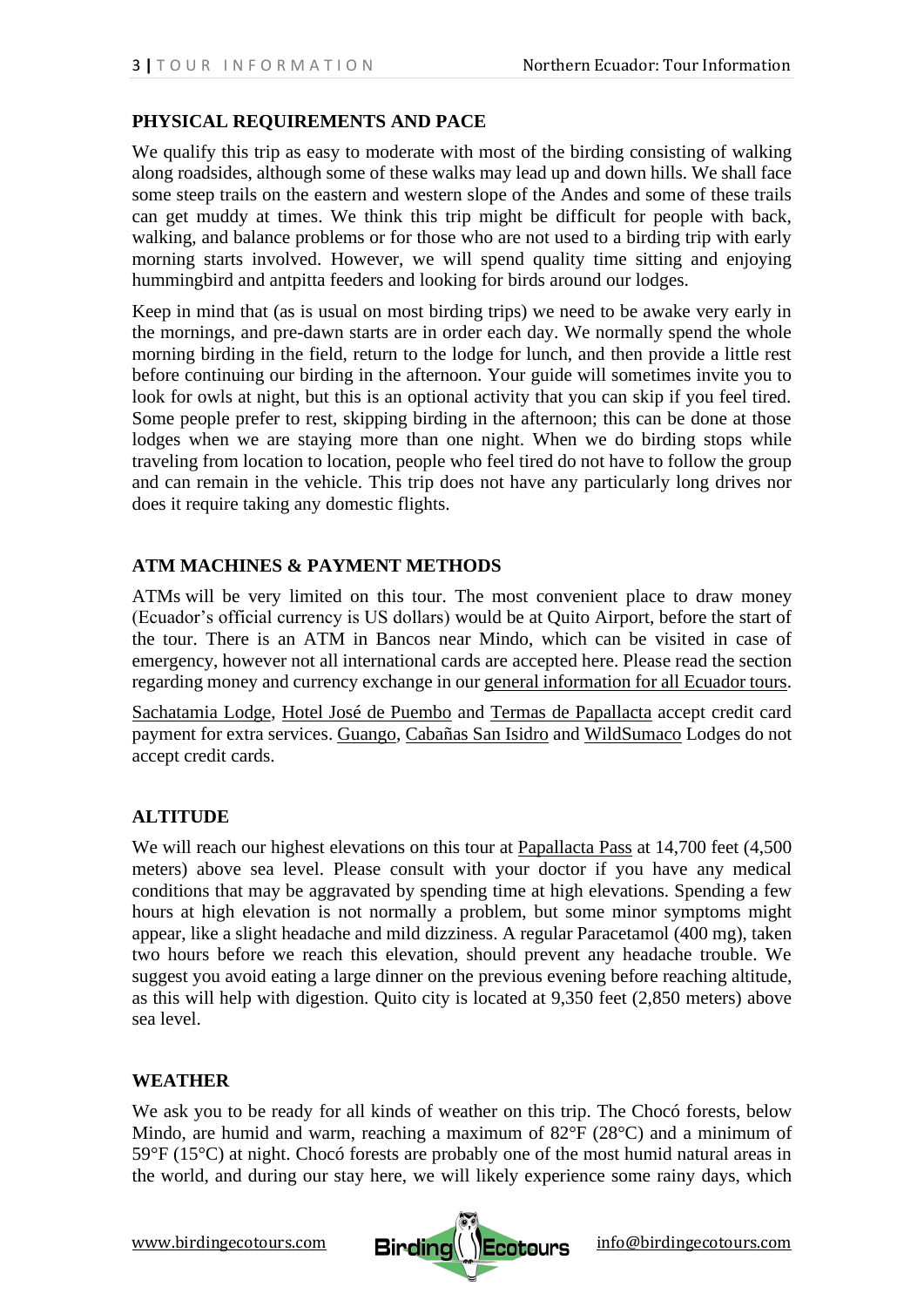## PHYSICAL REQUIREMENTS AND PACE

We qualify this trip as easy to moderate with most of the birding consisting of walking along roadsides, although some of these walks may lead up and down hills. We shall face some steep trails on the eastern and western slope of the Andes and some of these trails can get muddy at times. We think this trip might be difficult for people with back, walking, and balance problems or for those who are not used to a birding trip with early morning starts involved. However, we will spend quality time sitting and enjoying hummingbird and antpitta feeders and looking for birds around our lodges.

Keep in mind that (as is usual on most birding trips) we need to be awake very early in the mornings, and pre-dawn starts are in order each day. We normally spend the whole morning birding in the field, return to the lodge for lunch, and then provide a little rest before continuing our birding in the afternoon. Your guide will sometimes invite you to look for owls at night, but this is an optional activity that you can skip if you feel tired. Some people prefer to rest, skipping birding in the afternoon; this can be done at those lodges when we are staying more than one night. When we do birding stops while traveling from location to location, people who feel tired do not have to follow the group and can remain in the vehicle. This trip does not have any particularly long drives nor does it require taking any domestic flights.

## ATM MACHINES & PAYMENT METHODS

ATMs will be very limited on this tour. The most convenient place to draw money (Ecuador's official currency is US dollars) would be at Quito Airport, before the start of the tour. There is an ATM in Bancos near Mindo, which can be visited in case of emergency, however not all international cards are accepted here. Please read the section regarding money and currency exchange in our general information for all Ecuador tours.

Sachatamia Lodge, Hotel José de Puembo and Termas de Papallacta accept credit card payment for extra services. Guango, Cabañas San Isidro and WildSumaco Lodges do not accept credit cards.

## ALTITUDE

We will reach our highest elevations on this tour at Papallacta Pass at 14,700 feet (4,500 meters) above sea level. Please consult with your doctor if you have any medical conditions that may be aggravated by spending time at high elevations. Spending a few hours at high elevation is not normally a problem, but some minor symptoms might appear, like a slight headache and mild dizziness. A regular Paracetamol (400 mg), taken two hours before we reach this elevation, should prevent any headache trouble. We suggest you avoid eating a large dinner on the previous evening before reaching altitude, as this will help with digestion. Quito city is located at 9,350 feet (2,850 meters) above sea level.

## WEATHER

We ask you to be ready for all kinds of weather on this trip. The Chocó forests, below Mindo, are humid and warm, reaching a maximum of 82°F (28°C) and a minimum of 59°F (15°C) at night. Chocó forests are probably one of the most humid natural areas in the world, and during our stay here, we will likely experience some rainy days, which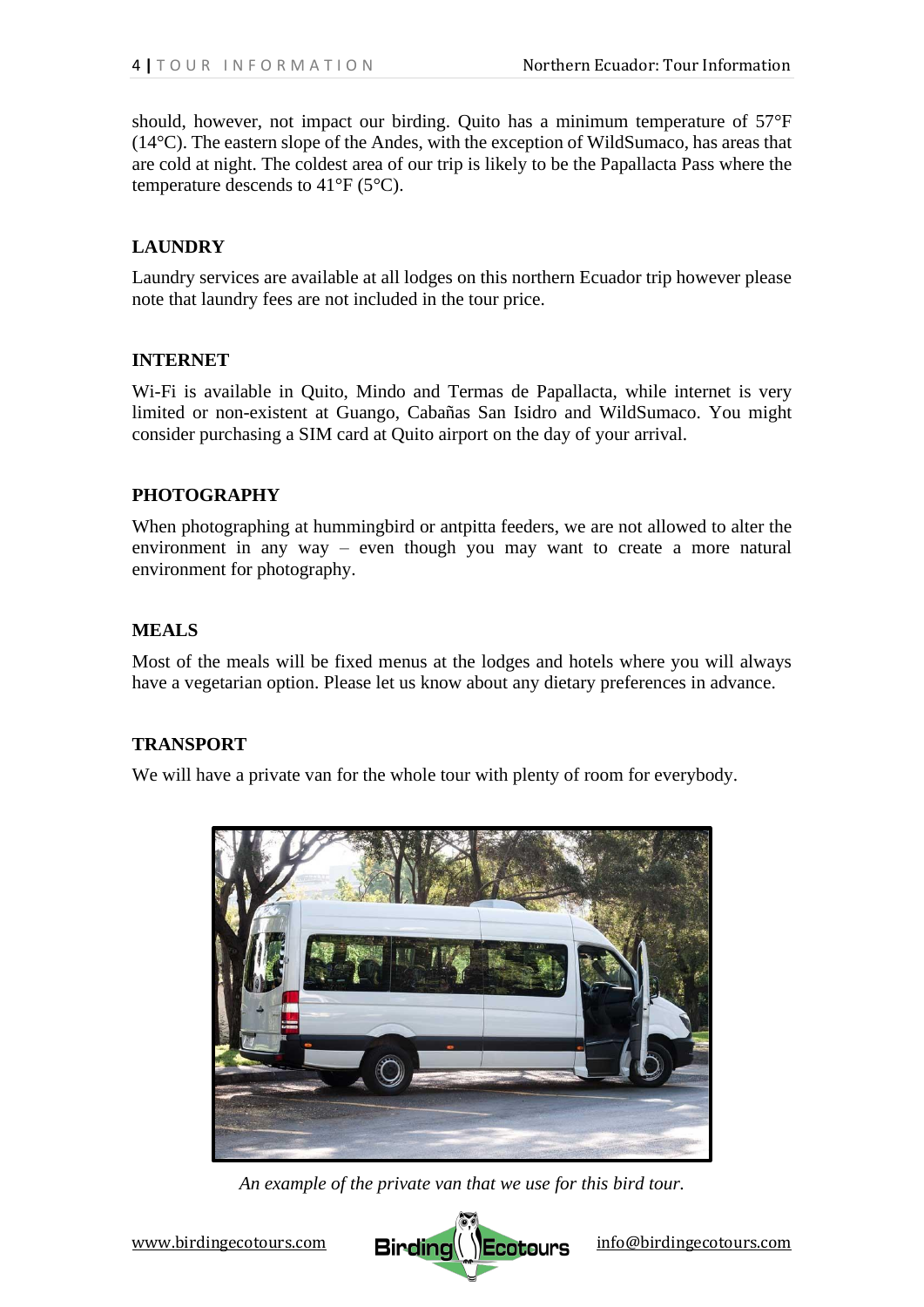should, however, not impact our birding. Quito has a minimum temperature of 57°F (14°C). The eastern slope of the Andes, with the exception of WildSumaco, has areas that are cold at night. The coldest area of our trip is likely to be the Papallacta Pass where the temperature descends to 41°F (5°C).

## LAUNDRY

Laundry services are available at all lodges on this northern Ecuador trip however please note that laundry fees are not included in the tour price.

## INTERNET

Wi-Fi is available in Quito, Mindo and Termas de Papallacta, while internet is very limited or non-existent at Guango, Cabañas San Isidro and WildSumaco. You might consider purchasing a SIM card at Quito airport on the day of your arrival.

## PHOTOGRAPHY

When photographing at hummingbird or antpitta feeders, we are not allowed to alter the environment in any way – even though you may want to create a more natural environment for photography.

## MEALS

Most of the meals will be fixed menus at the lodges and hotels where you will always have a vegetarian option. Please let us know about any dietary preferences in advance.

## TRANSPORT

We will have a private van for the whole tour with plenty of room for everybody.

*An example of the private van that we use for this bird tour.*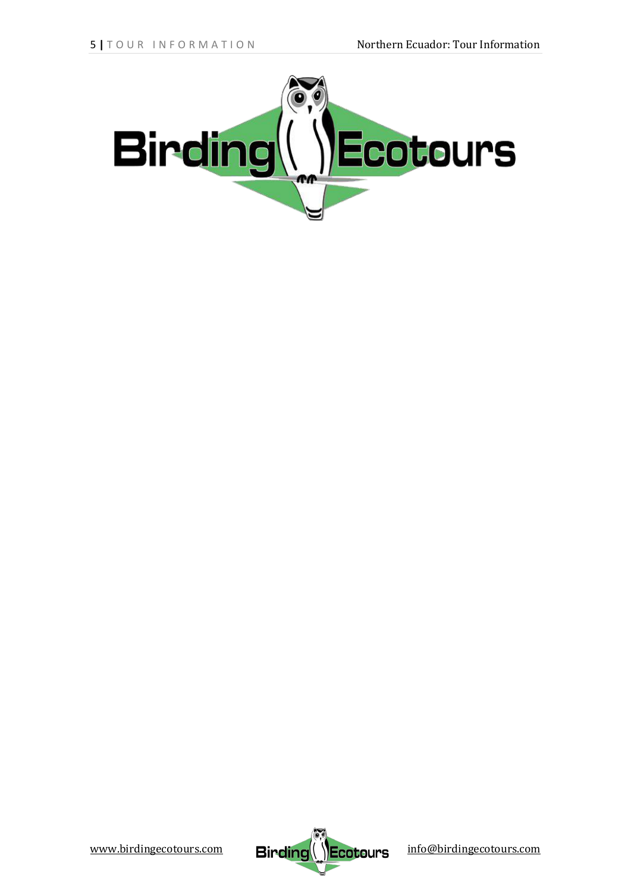Birding Ecotours